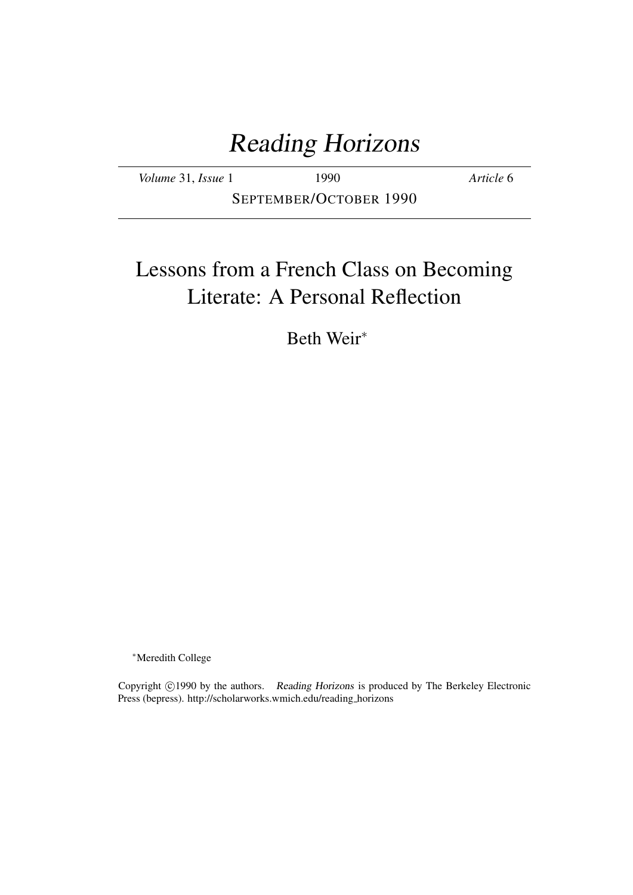# Reading Horizons

*Volume* 31, *Issue* 1 1990 *Article* 6

SEPTEMBER/OCTOBER 1990

## Lessons from a French Class on Becoming Literate: A Personal Reflection

Beth Weir*

*Meredith College

Copyright ©1990 by the authors. *Reading Horizons* is produced by The Berkeley Electronic Press (bepress). http://scholarworks.wmich.edu/reading_horizons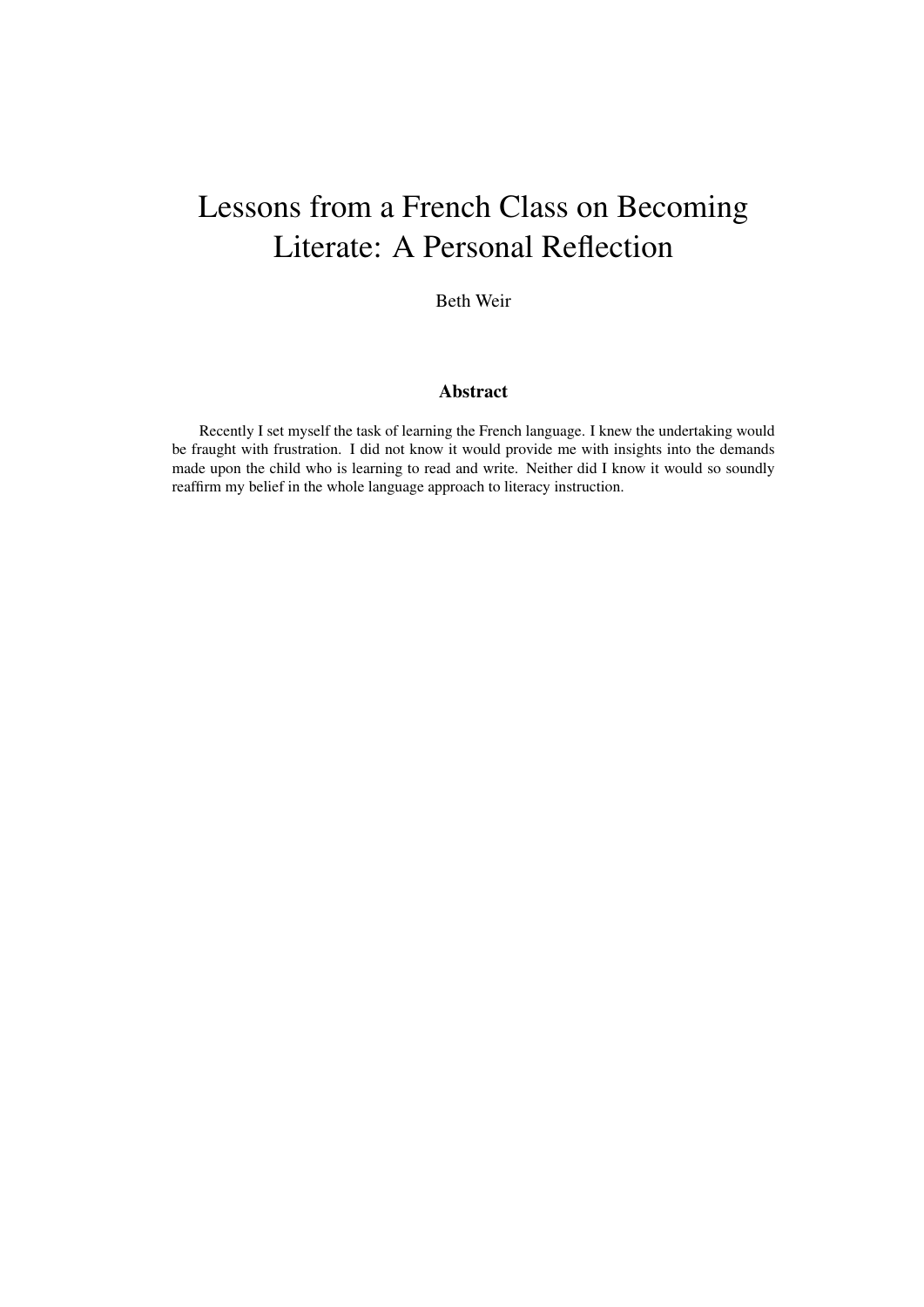# Lessons from a French Class on Becoming Literate: A Personal Reflection

Beth Weir

## Abstract

Recently I set myself the task of learning the French language. I knew the undertaking would be fraught with frustration. I did not know it would provide me with insights into the demands made upon the child who is learning to read and write. Neither did I know it would so soundly reaffirm my belief in the whole language approach to literacy instruction.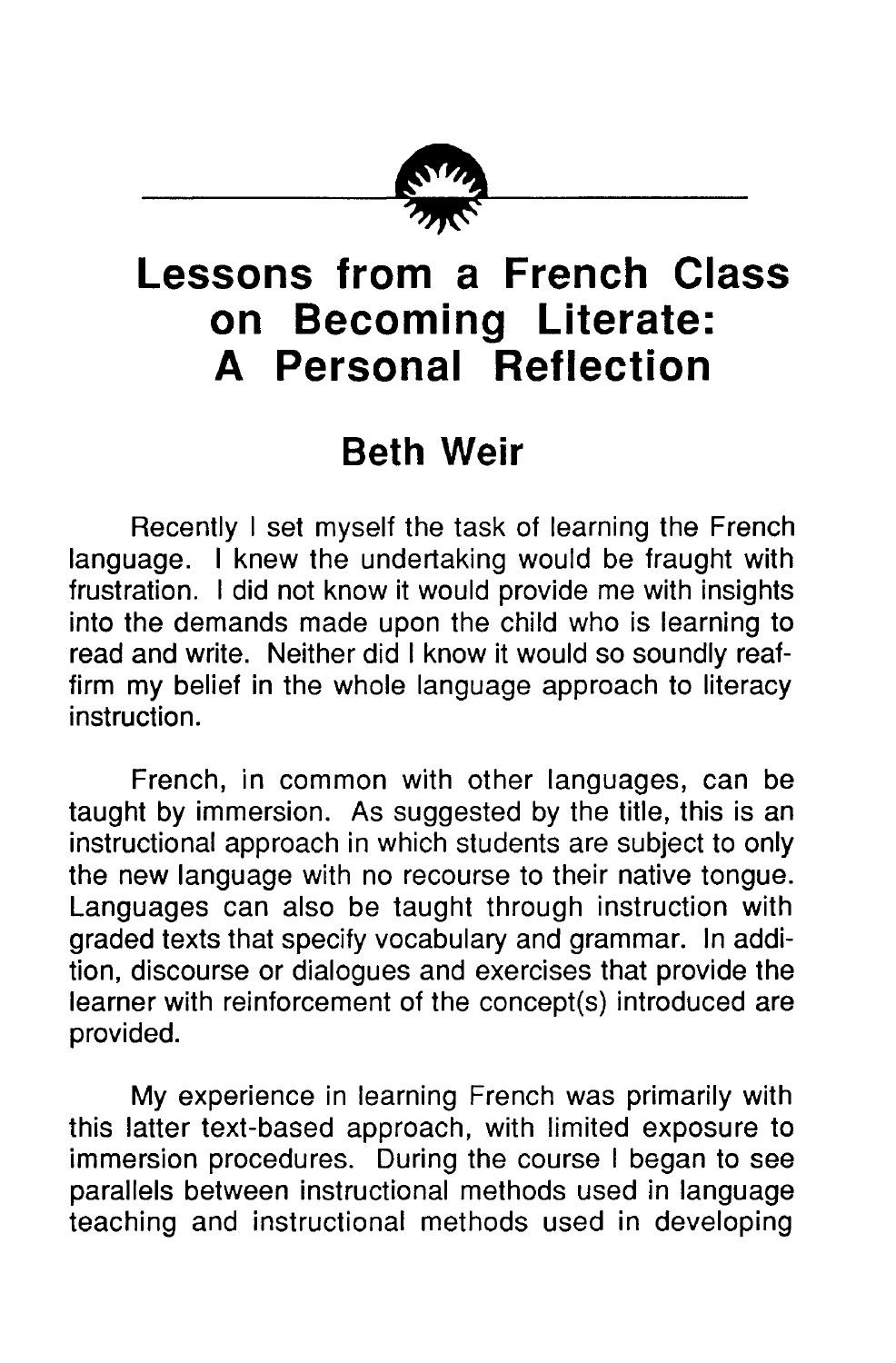# Lessons from a French Class on Becoming Literate: A Personal Reflection

## Beth Weir

Recently I set myself the task of learning the French language. I knew the undertaking would be fraught with frustration. I did not know it would provide me with insights into the demands made upon the child who is learning to read and write. Neither did I know it would so soundly reaffirm my belief in the whole language approach to literacy instruction.

French, in common with other languages, can be taught by immersion. As suggested by the title, this is an instructional approach in which students are subject to only the new language with no recourse to their native tongue. Languages can also be taught through instruction with graded texts that specify vocabulary and grammar. In addition, discourse or dialogues and exercises that provide the learner with reinforcement of the concept(s) introduced are provided.

My experience in learning French was primarily with this latter text-based approach, with limited exposure to immersion procedures. During the course I began to see parallels between instructional methods used in language teaching and instructional methods used in developing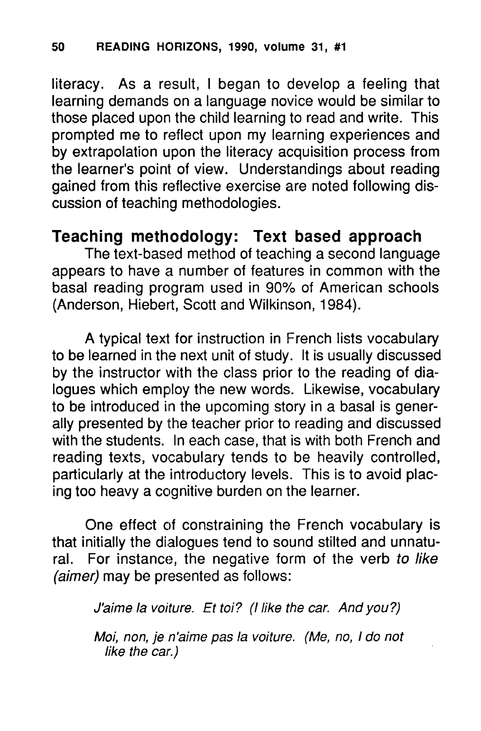literacy. As a result, I began to develop a feeling that learning demands on a language novice would be similar to those placed upon the child learning to read and write. This prompted me to reflect upon my learning experiences and by extrapolation upon the literacy acquisition process from the learner's point of view. Understandings about reading gained from this reflective exercise are noted following discussion of teaching methodologies.

## Teaching methodology: Text based approach

The text-based method of teaching a second language appears to have a number of features in common with the basal reading program used in 90% of American schools (Anderson, Hiebert, Scott and Wilkinson, 1984).

A typical text for instruction in French lists vocabulary to be learned in the next unit of study. It is usually discussed by the instructor with the class prior to the reading of dialogues which employ the new words. Likewise, vocabulary to be introduced in the upcoming story in a basal is generally presented by the teacher prior to reading and discussed with the students. In each case, that is with both French and reading texts, vocabulary tends to be heavily controlled, particularly at the introductory levels. This is to avoid placing too heavy a cognitive burden on the learner.

One effect of constraining the French vocabulary is that initially the dialogues tend to sound stilted and unnatural. For instance, the negative form of the verb *to like (aimer)* may be presented as follows:

> *J'aime la voiture. Et toi? (I like the car. And you?)*
>
> *Moi, non, je n'aime pas la voiture. (Me, no, I do not like the car.)*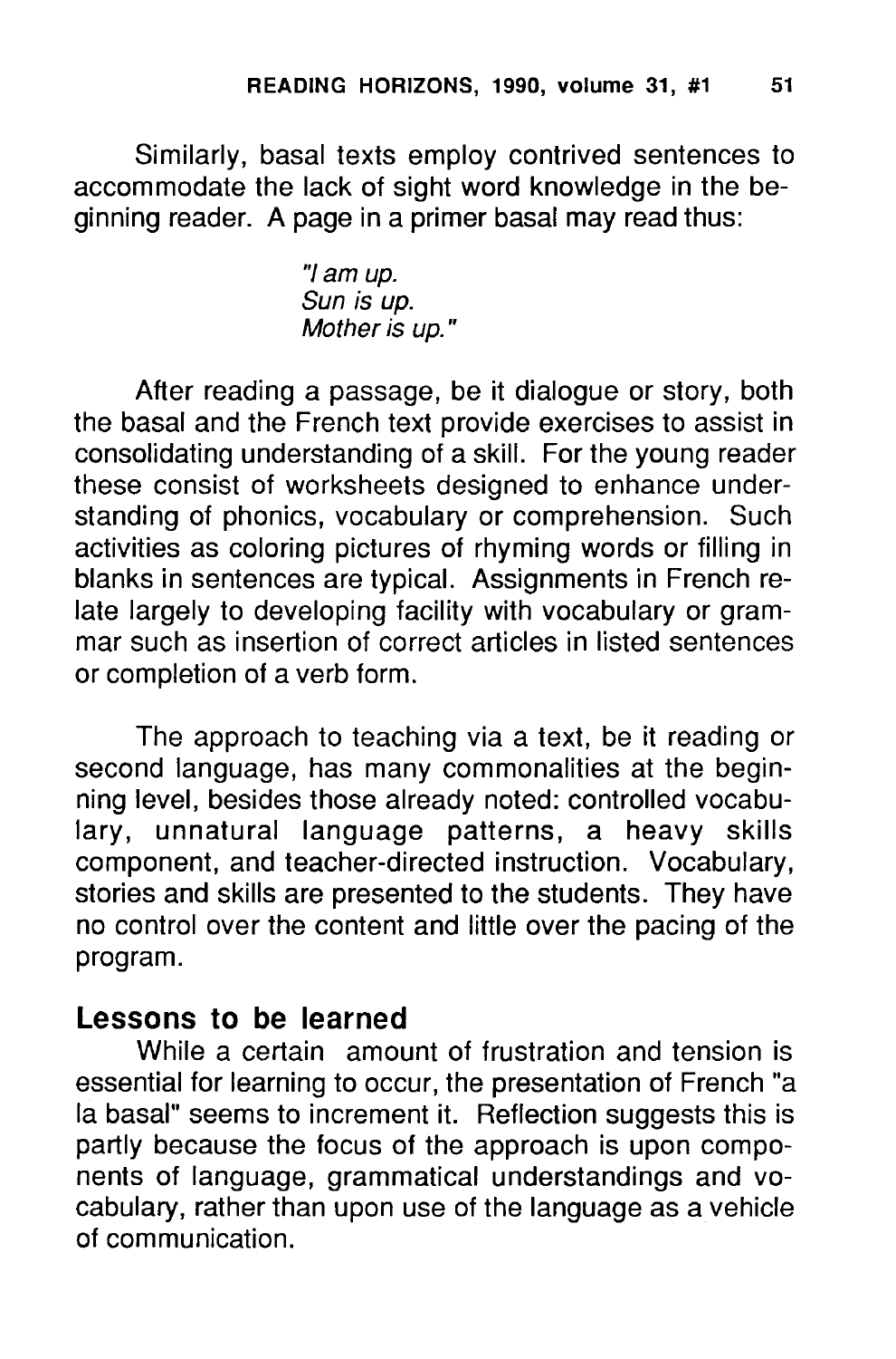Similarly, basal texts employ contrived sentences to accommodate the lack of sight word knowledge in the beginning reader. A page in a primer basal may read thus:

> *"I am up.*
> *Sun is up.*
> *Mother is up."*

After reading a passage, be it dialogue or story, both the basal and the French text provide exercises to assist in consolidating understanding of a skill. For the young reader these consist of worksheets designed to enhance understanding of phonics, vocabulary or comprehension. Such activities as coloring pictures of rhyming words or filling in blanks in sentences are typical. Assignments in French relate largely to developing facility with vocabulary or grammar such as insertion of correct articles in listed sentences or completion of a verb form.

The approach to teaching via a text, be it reading or second language, has many commonalities at the beginning level, besides those already noted: controlled vocabulary, unnatural language patterns, a heavy skills component, and teacher-directed instruction. Vocabulary, stories and skills are presented to the students. They have no control over the content and little over the pacing of the program.

## Lessons to be learned

While a certain amount of frustration and tension is essential for learning to occur, the presentation of French "a la basal" seems to increment it. Reflection suggests this is partly because the focus of the approach is upon components of language, grammatical understandings and vocabulary, rather than upon use of the language as a vehicle of communication.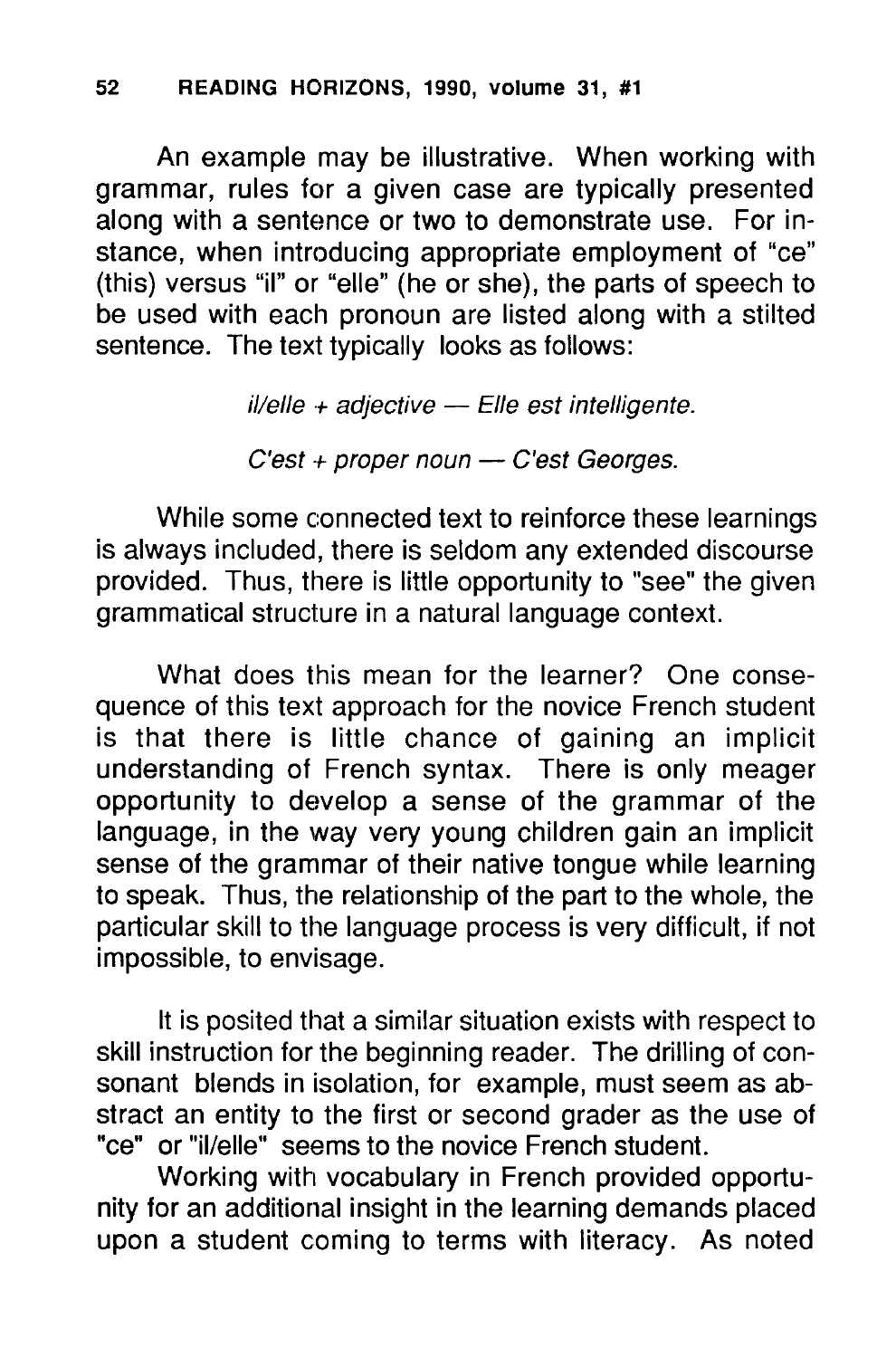An example may be illustrative. When working with grammar, rules for a given case are typically presented along with a sentence or two to demonstrate use. For instance, when introducing appropriate employment of "ce" (this) versus "il" or "elle" (he or she), the parts of speech to be used with each pronoun are listed along with a stilted sentence. The text typically looks as follows:

*il/elle + adjective — Elle est intelligente.*

*C'est + proper noun — C'est Georges.*

While some connected text to reinforce these learnings is always included, there is seldom any extended discourse provided. Thus, there is little opportunity to "see" the given grammatical structure in a natural language context.

What does this mean for the learner? One consequence of this text approach for the novice French student is that there is little chance of gaining an implicit understanding of French syntax. There is only meager opportunity to develop a sense of the grammar of the language, in the way very young children gain an implicit sense of the grammar of their native tongue while learning to speak. Thus, the relationship of the part to the whole, the particular skill to the language process is very difficult, if not impossible, to envisage.

It is posited that a similar situation exists with respect to skill instruction for the beginning reader. The drilling of consonant blends in isolation, for example, must seem as abstract an entity to the first or second grader as the use of "ce" or "il/elle" seems to the novice French student.

Working with vocabulary in French provided opportunity for an additional insight in the learning demands placed upon a student coming to terms with literacy. As noted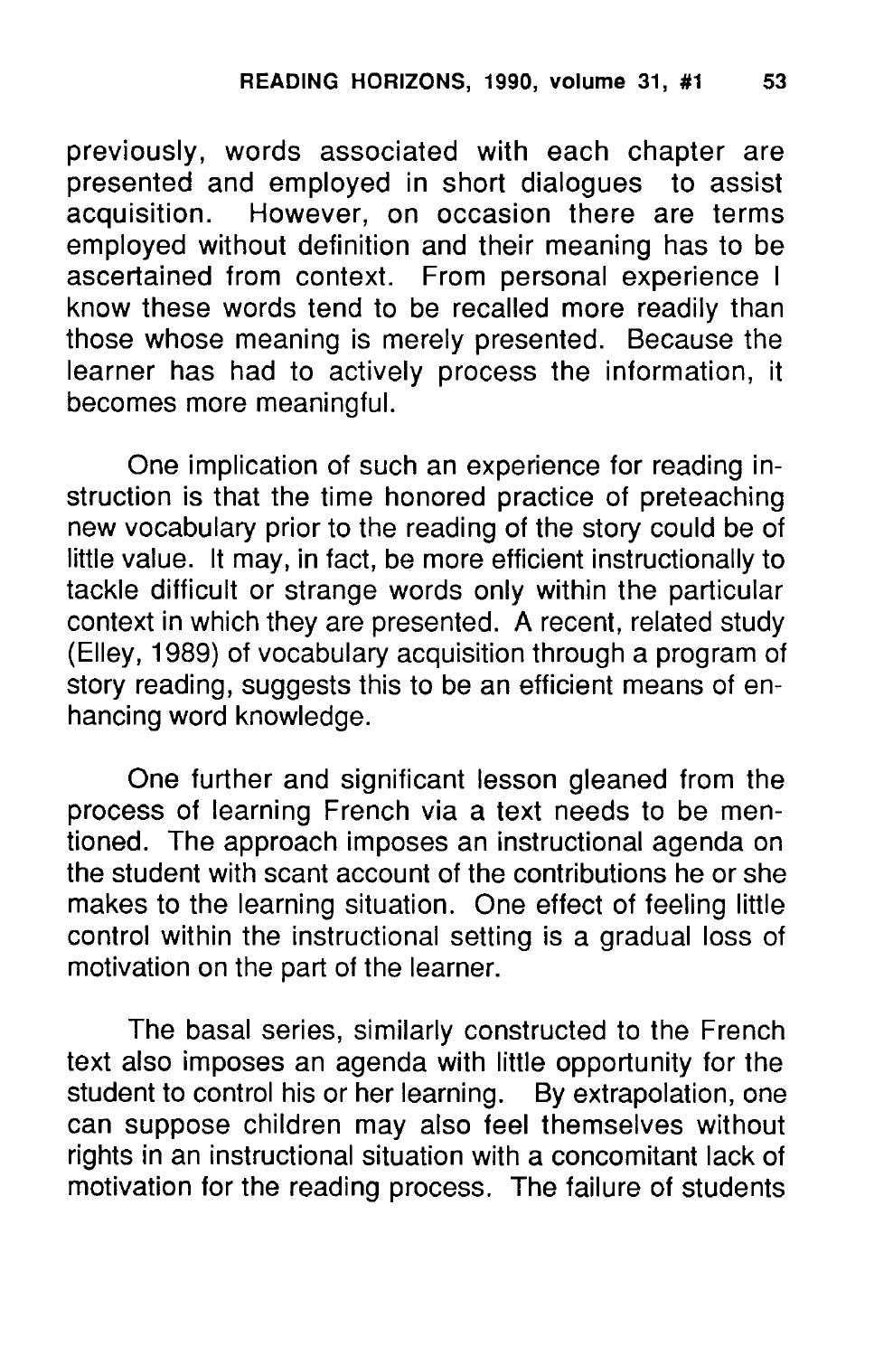previously, words associated with each chapter are presented and employed in short dialogues to assist acquisition. However, on occasion there are terms employed without definition and their meaning has to be ascertained from context. From personal experience I know these words tend to be recalled more readily than those whose meaning is merely presented. Because the learner has had to actively process the information, it becomes more meaningful.

One implication of such an experience for reading instruction is that the time honored practice of preteaching new vocabulary prior to the reading of the story could be of little value. It may, in fact, be more efficient instructionally to tackle difficult or strange words only within the particular context in which they are presented. A recent, related study (Elley, 1989) of vocabulary acquisition through a program of story reading, suggests this to be an efficient means of enhancing word knowledge.

One further and significant lesson gleaned from the process of learning French via a text needs to be mentioned. The approach imposes an instructional agenda on the student with scant account of the contributions he or she makes to the learning situation. One effect of feeling little control within the instructional setting is a gradual loss of motivation on the part of the learner.

The basal series, similarly constructed to the French text also imposes an agenda with little opportunity for the student to control his or her learning. By extrapolation, one can suppose children may also feel themselves without rights in an instructional situation with a concomitant lack of motivation for the reading process. The failure of students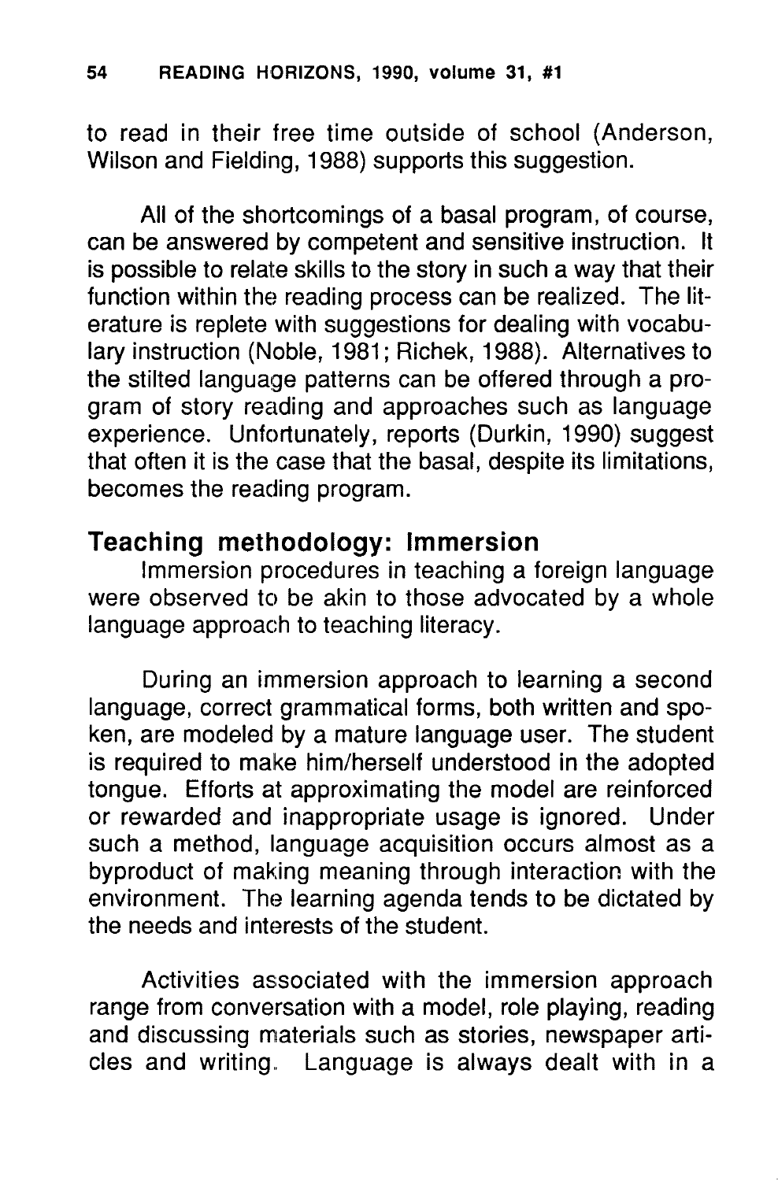to read in their free time outside of school (Anderson, Wilson and Fielding, 1988) supports this suggestion.

All of the shortcomings of a basal program, of course, can be answered by competent and sensitive instruction. It is possible to relate skills to the story in such a way that their function within the reading process can be realized. The literature is replete with suggestions for dealing with vocabulary instruction (Noble, 1981; Richek, 1988). Alternatives to the stilted language patterns can be offered through a program of story reading and approaches such as language experience. Unfortunately, reports (Durkin, 1990) suggest that often it is the case that the basal, despite its limitations, becomes the reading program.

## Teaching methodology: Immersion

Immersion procedures in teaching a foreign language were observed to be akin to those advocated by a whole language approach to teaching literacy.

During an immersion approach to learning a second language, correct grammatical forms, both written and spoken, are modeled by a mature language user. The student is required to make him/herself understood in the adopted tongue. Efforts at approximating the model are reinforced or rewarded and inappropriate usage is ignored. Under such a method, language acquisition occurs almost as a byproduct of making meaning through interaction with the environment. The learning agenda tends to be dictated by the needs and interests of the student.

Activities associated with the immersion approach range from conversation with a model, role playing, reading and discussing materials such as stories, newspaper articles and writing. Language is always dealt with in a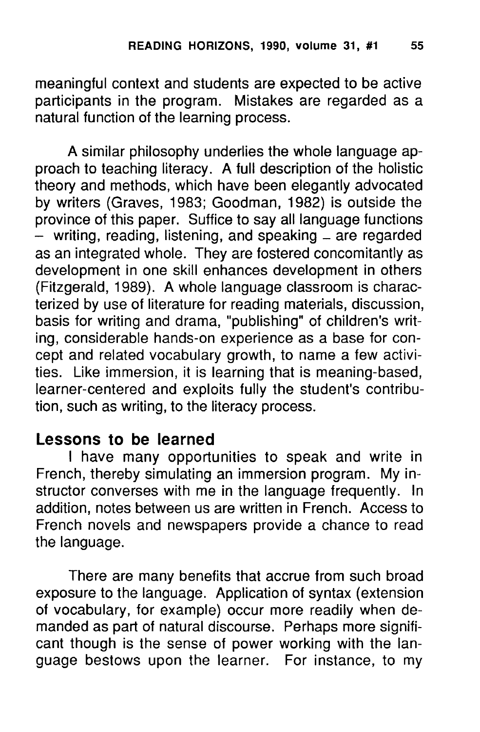meaningful context and students are expected to be active participants in the program. Mistakes are regarded as a natural function of the learning process.

A similar philosophy underlies the whole language approach to teaching literacy. A full description of the holistic theory and methods, which have been elegantly advocated by writers (Graves, 1983; Goodman, 1982) is outside the province of this paper. Suffice to say all language functions – writing, reading, listening, and speaking – are regarded as an integrated whole. They are fostered concomitantly as development in one skill enhances development in others (Fitzgerald, 1989). A whole language classroom is characterized by use of literature for reading materials, discussion, basis for writing and drama, "publishing" of children's writing, considerable hands-on experience as a base for concept and related vocabulary growth, to name a few activities. Like immersion, it is learning that is meaning-based, learner-centered and exploits fully the student's contribution, such as writing, to the literacy process.

## Lessons to be learned

I have many opportunities to speak and write in French, thereby simulating an immersion program. My instructor converses with me in the language frequently. In addition, notes between us are written in French. Access to French novels and newspapers provide a chance to read the language.

There are many benefits that accrue from such broad exposure to the language. Application of syntax (extension of vocabulary, for example) occur more readily when demanded as part of natural discourse. Perhaps more significant though is the sense of power working with the language bestows upon the learner. For instance, to my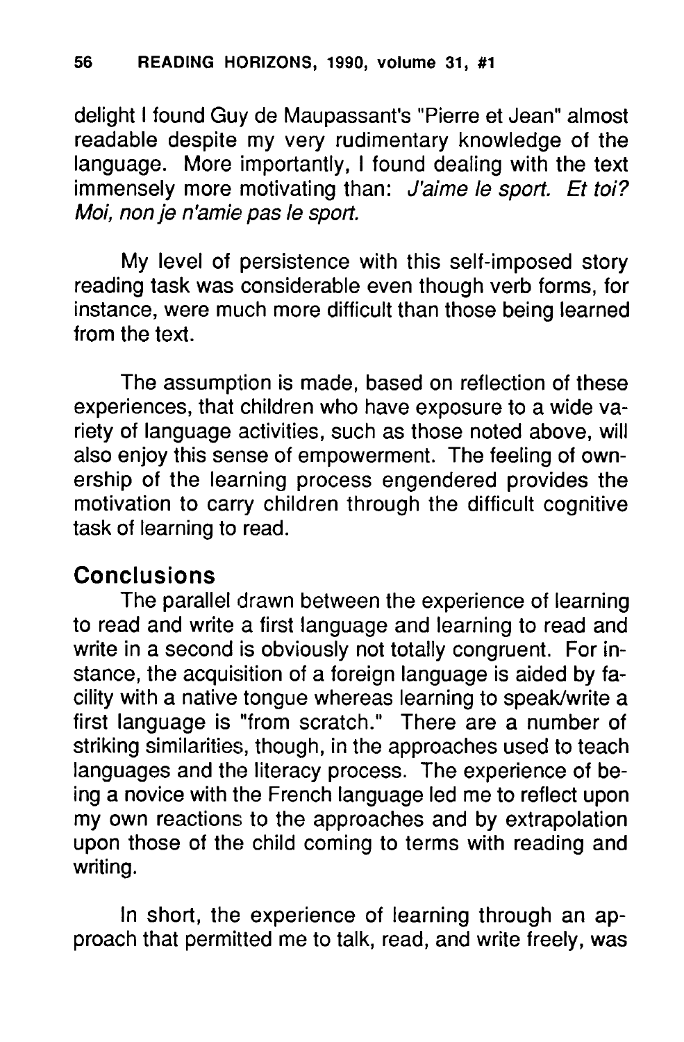delight I found Guy de Maupassant's "Pierre et Jean" almost readable despite my very rudimentary knowledge of the language. More importantly, I found dealing with the text immensely more motivating than: *J'aime le sport. Et toi? Moi, non je n'amie pas le sport.*

My level of persistence with this self-imposed story reading task was considerable even though verb forms, for instance, were much more difficult than those being learned from the text.

The assumption is made, based on reflection of these experiences, that children who have exposure to a wide variety of language activities, such as those noted above, will also enjoy this sense of empowerment. The feeling of ownership of the learning process engendered provides the motivation to carry children through the difficult cognitive task of learning to read.

## Conclusions

The parallel drawn between the experience of learning to read and write a first language and learning to read and write in a second is obviously not totally congruent. For instance, the acquisition of a foreign language is aided by facility with a native tongue whereas learning to speak/write a first language is "from scratch." There are a number of striking similarities, though, in the approaches used to teach languages and the literacy process. The experience of being a novice with the French language led me to reflect upon my own reactions to the approaches and by extrapolation upon those of the child coming to terms with reading and writing.

In short, the experience of learning through an approach that permitted me to talk, read, and write freely, was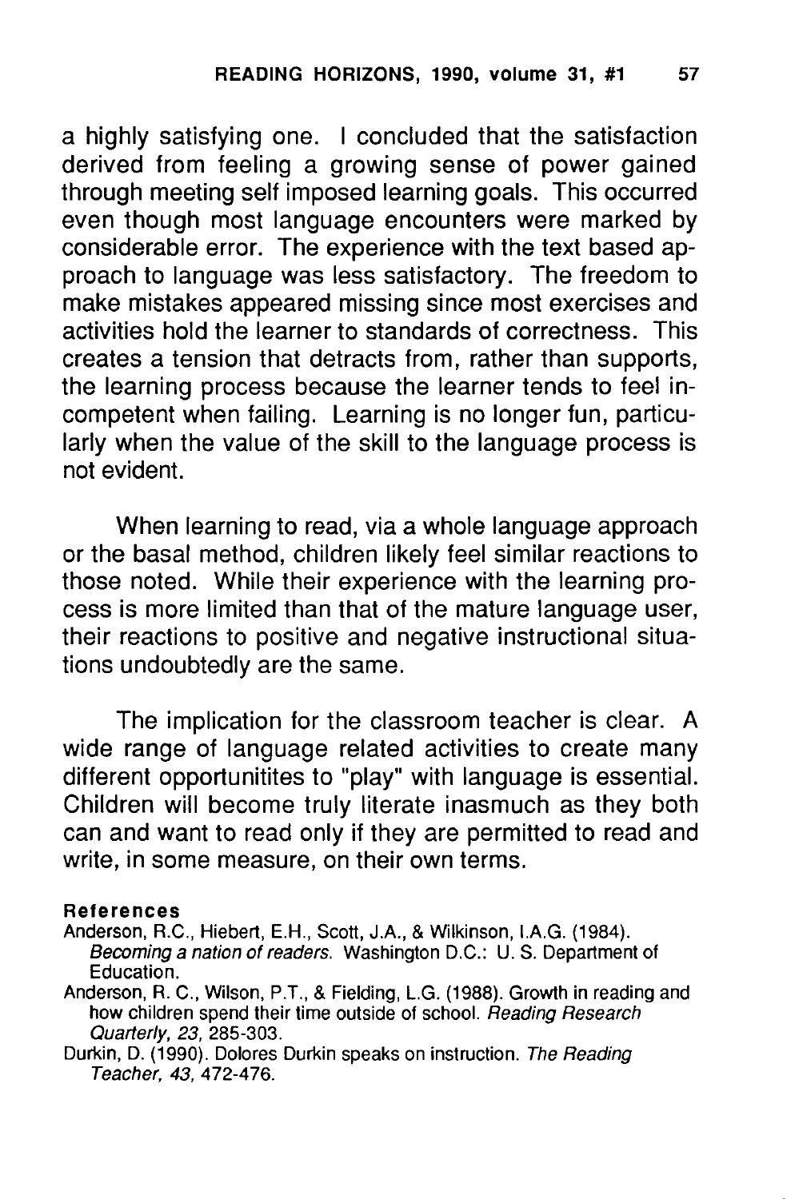a highly satisfying one. I concluded that the satisfaction derived from feeling a growing sense of power gained through meeting self imposed learning goals. This occurred even though most language encounters were marked by considerable error. The experience with the text based approach to language was less satisfactory. The freedom to make mistakes appeared missing since most exercises and activities hold the learner to standards of correctness. This creates a tension that detracts from, rather than supports, the learning process because the learner tends to feel incompetent when failing. Learning is no longer fun, particularly when the value of the skill to the language process is not evident.

When learning to read, via a whole language approach or the basal method, children likely feel similar reactions to those noted. While their experience with the learning process is more limited than that of the mature language user, their reactions to positive and negative instructional situations undoubtedly are the same.

The implication for the classroom teacher is clear. A wide range of language related activities to create many different opportunitites to "play" with language is essential. Children will become truly literate inasmuch as they both can and want to read only if they are permitted to read and write, in some measure, on their own terms.

**References**

Anderson, R.C., Hiebert, E.H., Scott, J.A., & Wilkinson, I.A.G. (1984). *Becoming a nation of readers*. Washington D.C.: U. S. Department of Education.

Anderson, R. C., Wilson, P.T., & Fielding, L.G. (1988). Growth in reading and how children spend their time outside of school. *Reading Research Quarterly, 23,* 285-303.

Durkin, D. (1990). Dolores Durkin speaks on instruction. *The Reading Teacher, 43,* 472-476.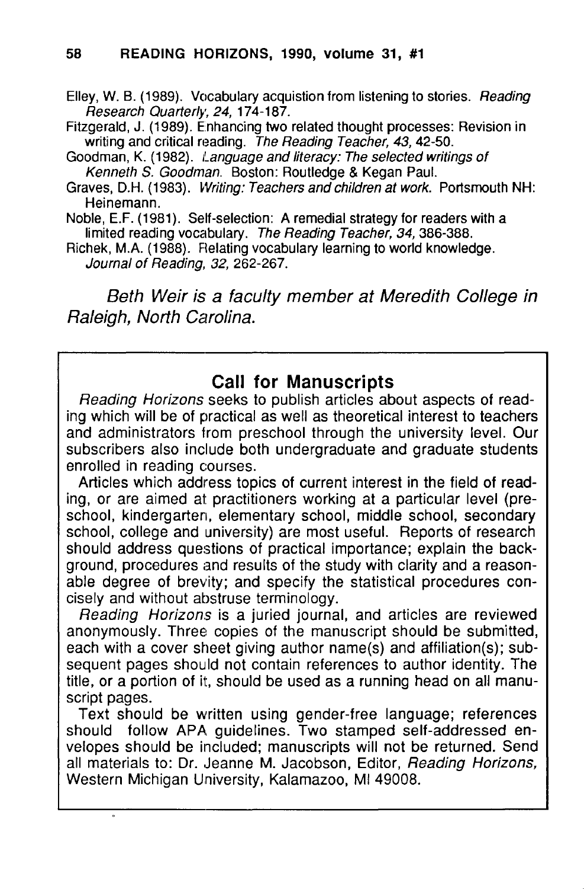Elley, W. B. (1989). Vocabulary acquistion from listening to stories. *Reading Research Quarterly, 24,* 174-187.

Fitzgerald, J. (1989). Enhancing two related thought processes: Revision in writing and critical reading. *The Reading Teacher, 43,* 42-50.

Goodman, K. (1982). *Language and literacy: The selected writings of Kenneth S. Goodman.* Boston: Routledge & Kegan Paul.

Graves, D.H. (1983). *Writing: Teachers and children at work.* Portsmouth NH: Heinemann.

Noble, E.F. (1981). Self-selection: A remedial strategy for readers with a limited reading vocabulary. *The Reading Teacher, 34,* 386-388.

Richek, M.A. (1988). Relating vocabulary learning to world knowledge. *Journal of Reading, 32,* 262-267.

*Beth Weir is a faculty member at Meredith College in Raleigh, North Carolina.*

## Call for Manuscripts

*Reading Horizons* seeks to publish articles about aspects of reading which will be of practical as well as theoretical interest to teachers and administrators from preschool through the university level. Our subscribers also include both undergraduate and graduate students enrolled in reading courses.

Articles which address topics of current interest in the field of reading, or are aimed at practitioners working at a particular level (preschool, kindergarten, elementary school, middle school, secondary school, college and university) are most useful. Reports of research should address questions of practical importance; explain the background, procedures and results of the study with clarity and a reasonable degree of brevity; and specify the statistical procedures concisely and without abstruse terminology.

*Reading Horizons* is a juried journal, and articles are reviewed anonymously. Three copies of the manuscript should be submitted, each with a cover sheet giving author name(s) and affiliation(s); subsequent pages should not contain references to author identity. The title, or a portion of it, should be used as a running head on all manuscript pages.

Text should be written using gender-free language; references should follow APA guidelines. Two stamped self-addressed envelopes should be included; manuscripts will not be returned. Send all materials to: Dr. Jeanne M. Jacobson, Editor, *Reading Horizons,* Western Michigan University, Kalamazoo, MI 49008.